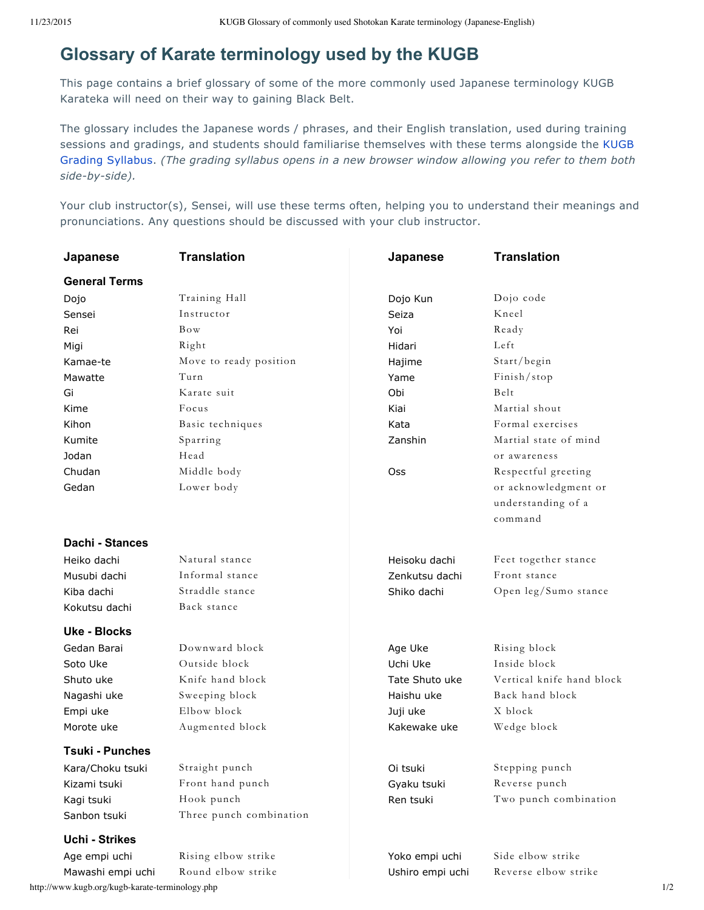# Glossary of Karate terminology used by the KUGB

This page contains a brief glossary of some of the more commonly used Japanese terminology KUGB Karateka will need on their way to gaining Black Belt.

The glossary includes the Japanese words / phrases, and their English translation, used during training sessions and gradings, and students should familiarise themselves with these terms alongside the KUGB Grading Syllabus. *(The grading syllabus opens in a new browser window allowing you refer to them both side-by-side).*

Your club instructor(s), Sensei, will use these terms often, helping you to understand their meanings and pronunciations. Any questions should be discussed with your club instructor.

| Japanese | Translation | Japanese | Translation |
|---|---|---|---|
| **General Terms** | | | |
| Dojo | Training Hall | Dojo Kun | Dojo code |
| Sensei | Instructor | Seiza | Kneel |
| Rei | Bow | Yoi | Ready |
| Migi | Right | Hidari | Left |
| Kamae-te | Move to ready position | Hajime | Start/begin |
| Mawatte | Turn | Yame | Finish/stop |
| Gi | Karate suit | Obi | Belt |
| Kime | Focus | Kiai | Martial shout |
| Kihon | Basic techniques | Kata | Formal exercises |
| Kumite | Sparring | Zanshin | Martial state of mind or awareness |
| Jodan | Head | | |
| Chudan | Middle body | Oss | Respectful greeting or acknowledgment or understanding of a command |
| Gedan | Lower body | | |
| **Dachi - Stances** | | | |
| Heiko dachi | Natural stance | Heisoku dachi | Feet together stance |
| Musubi dachi | Informal stance | Zenkutsu dachi | Front stance |
| Kiba dachi | Straddle stance | Shiko dachi | Open leg/Sumo stance |
| Kokutsu dachi | Back stance | | |
| **Uke - Blocks** | | | |
| Gedan Barai | Downward block | Age Uke | Rising block |
| Soto Uke | Outside block | Uchi Uke | Inside block |
| Shuto uke | Knife hand block | Tate Shuto uke | Vertical knife hand block |
| Nagashi uke | Sweeping block | Haishu uke | Back hand block |
| Empi uke | Elbow block | Juji uke | X block |
| Morote uke | Augmented block | Kakewake uke | Wedge block |
| **Tsuki - Punches** | | | |
| Kara/Choku tsuki | Straight punch | Oi tsuki | Stepping punch |
| Kizami tsuki | Front hand punch | Gyaku tsuki | Reverse punch |
| Kagi tsuki | Hook punch | Ren tsuki | Two punch combination |
| Sanbon tsuki | Three punch combination | | |
| **Uchi - Strikes** | | | |
| Age empi uchi | Rising elbow strike | Yoko empi uchi | Side elbow strike |
| Mawashi empi uchi | Round elbow strike | Ushiro empi uchi | Reverse elbow strike |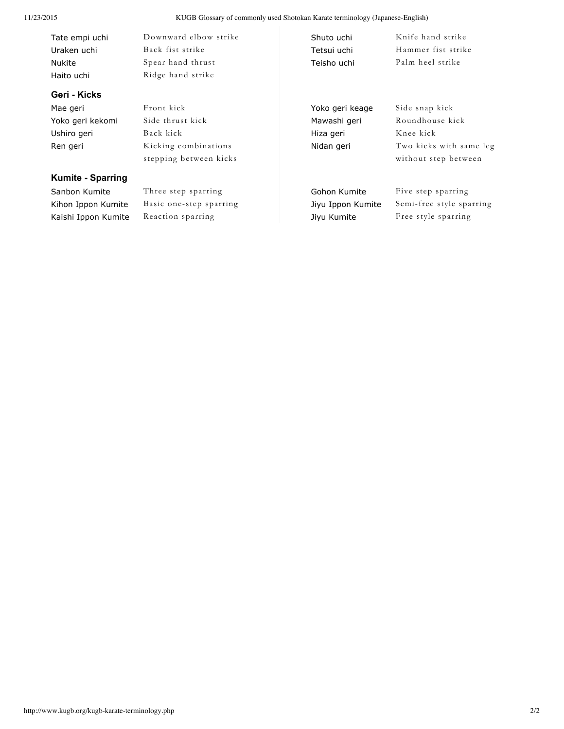| | | | |
|---|---|---|---|
| Tate empi uchi | Downward elbow strike | Shuto uchi | Knife hand strike |
| Uraken uchi | Back fist strike | Tetsui uchi | Hammer fist strike |
| Nukite | Spear hand thrust | Teisho uchi | Palm heel strike |
| Haito uchi | Ridge hand strike | | |

### Geri - Kicks

| | | | |
|---|---|---|---|
| Mae geri | Front kick | Yoko geri keage | Side snap kick |
| Yoko geri kekomi | Side thrust kick | Mawashi geri | Roundhouse kick |
| Ushiro geri | Back kick | Hiza geri | Knee kick |
| Ren geri | Kicking combinations stepping between kicks | Nidan geri | Two kicks with same leg without step between |

### Kumite - Sparring

| | | | |
|---|---|---|---|
| Sanbon Kumite | Three step sparring | Gohon Kumite | Five step sparring |
| Kihon Ippon Kumite | Basic one-step sparring | Jiyu Ippon Kumite | Semi-free style sparring |
| Kaishi Ippon Kumite | Reaction sparring | Jiyu Kumite | Free style sparring |